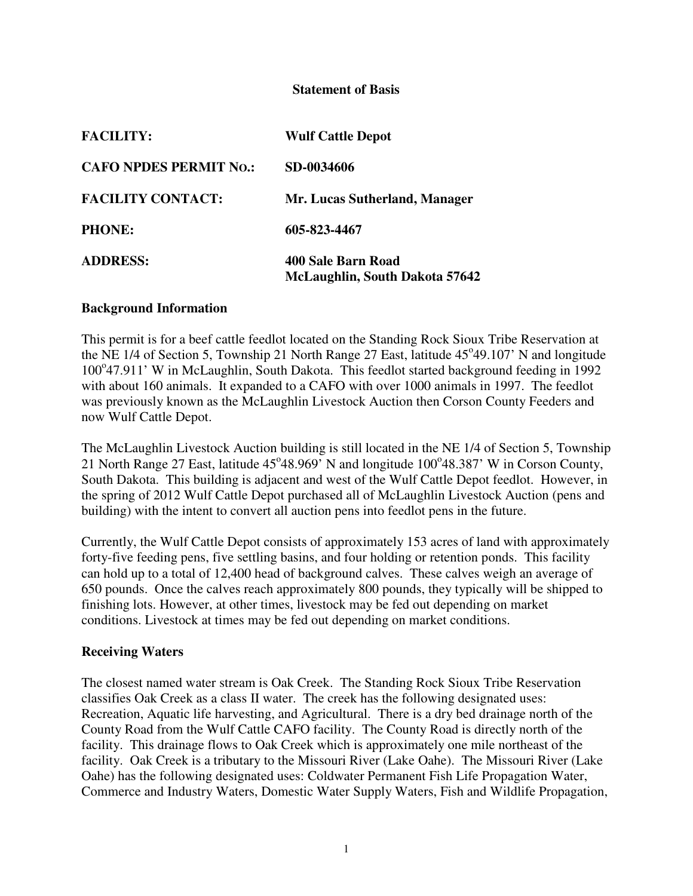**Statement of Basis**

| | |
|---|---|
| **FACILITY:** | **Wulf Cattle Depot** |
| **CAFO NPDES PERMIT NO.:** | **SD-0034606** |
| **FACILITY CONTACT:** | **Mr. Lucas Sutherland, Manager** |
| **PHONE:** | **605-823-4467** |
| **ADDRESS:** | **400 Sale Barn Road McLaughlin, South Dakota 57642** |

## Background Information

This permit is for a beef cattle feedlot located on the Standing Rock Sioux Tribe Reservation at the NE 1/4 of Section 5, Township 21 North Range 27 East, latitude 45°49.107' N and longitude 100°47.911' W in McLaughlin, South Dakota. This feedlot started background feeding in 1992 with about 160 animals. It expanded to a CAFO with over 1000 animals in 1997. The feedlot was previously known as the McLaughlin Livestock Auction then Corson County Feeders and now Wulf Cattle Depot.

The McLaughlin Livestock Auction building is still located in the NE 1/4 of Section 5, Township 21 North Range 27 East, latitude 45°48.969' N and longitude 100°48.387' W in Corson County, South Dakota. This building is adjacent and west of the Wulf Cattle Depot feedlot. However, in the spring of 2012 Wulf Cattle Depot purchased all of McLaughlin Livestock Auction (pens and building) with the intent to convert all auction pens into feedlot pens in the future.

Currently, the Wulf Cattle Depot consists of approximately 153 acres of land with approximately forty-five feeding pens, five settling basins, and four holding or retention ponds. This facility can hold up to a total of 12,400 head of background calves. These calves weigh an average of 650 pounds. Once the calves reach approximately 800 pounds, they typically will be shipped to finishing lots. However, at other times, livestock may be fed out depending on market conditions. Livestock at times may be fed out depending on market conditions.

## Receiving Waters

The closest named water stream is Oak Creek. The Standing Rock Sioux Tribe Reservation classifies Oak Creek as a class II water. The creek has the following designated uses: Recreation, Aquatic life harvesting, and Agricultural. There is a dry bed drainage north of the County Road from the Wulf Cattle CAFO facility. The County Road is directly north of the facility. This drainage flows to Oak Creek which is approximately one mile northeast of the facility. Oak Creek is a tributary to the Missouri River (Lake Oahe). The Missouri River (Lake Oahe) has the following designated uses: Coldwater Permanent Fish Life Propagation Water, Commerce and Industry Waters, Domestic Water Supply Waters, Fish and Wildlife Propagation,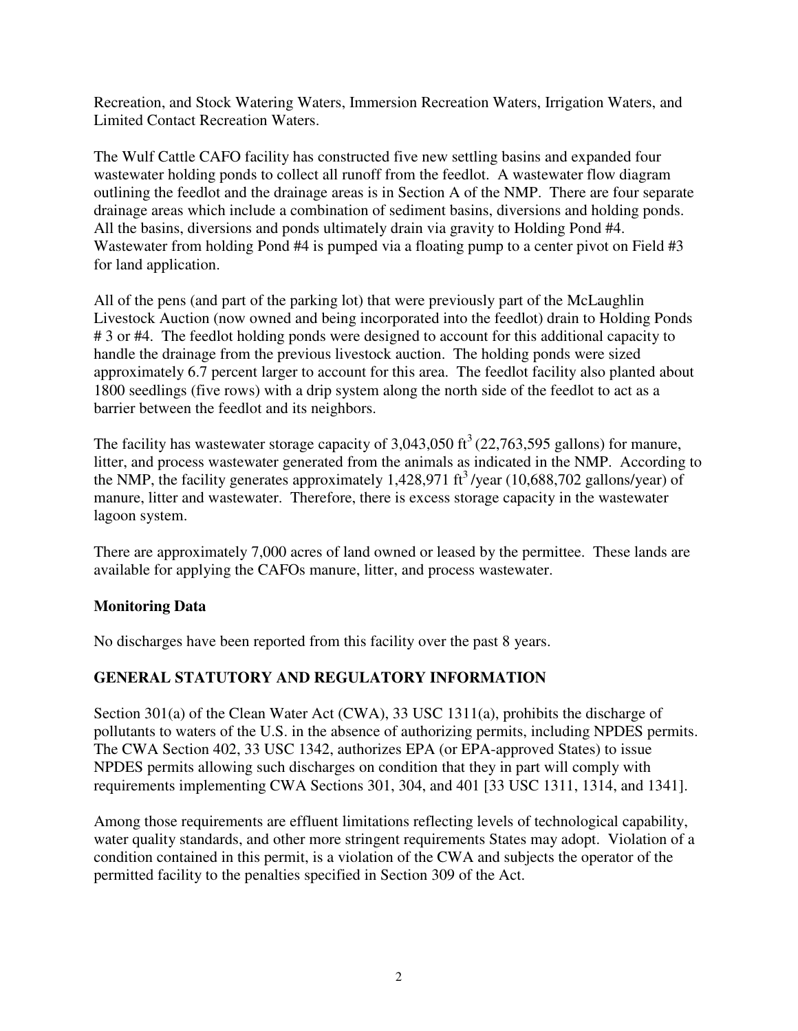Recreation, and Stock Watering Waters, Immersion Recreation Waters, Irrigation Waters, and Limited Contact Recreation Waters.

The Wulf Cattle CAFO facility has constructed five new settling basins and expanded four wastewater holding ponds to collect all runoff from the feedlot. A wastewater flow diagram outlining the feedlot and the drainage areas is in Section A of the NMP. There are four separate drainage areas which include a combination of sediment basins, diversions and holding ponds. All the basins, diversions and ponds ultimately drain via gravity to Holding Pond #4. Wastewater from holding Pond #4 is pumped via a floating pump to a center pivot on Field #3 for land application.

All of the pens (and part of the parking lot) that were previously part of the McLaughlin Livestock Auction (now owned and being incorporated into the feedlot) drain to Holding Ponds # 3 or #4. The feedlot holding ponds were designed to account for this additional capacity to handle the drainage from the previous livestock auction. The holding ponds were sized approximately 6.7 percent larger to account for this area. The feedlot facility also planted about 1800 seedlings (five rows) with a drip system along the north side of the feedlot to act as a barrier between the feedlot and its neighbors.

The facility has wastewater storage capacity of 3,043,050 $ft^3$ (22,763,595 gallons) for manure, litter, and process wastewater generated from the animals as indicated in the NMP. According to the NMP, the facility generates approximately 1,428,971 $ft^3$ /year (10,688,702 gallons/year) of manure, litter and wastewater. Therefore, there is excess storage capacity in the wastewater lagoon system.

There are approximately 7,000 acres of land owned or leased by the permittee. These lands are available for applying the CAFOs manure, litter, and process wastewater.

### Monitoring Data

No discharges have been reported from this facility over the past 8 years.

## GENERAL STATUTORY AND REGULATORY INFORMATION

Section 301(a) of the Clean Water Act (CWA), 33 USC 1311(a), prohibits the discharge of pollutants to waters of the U.S. in the absence of authorizing permits, including NPDES permits. The CWA Section 402, 33 USC 1342, authorizes EPA (or EPA-approved States) to issue NPDES permits allowing such discharges on condition that they in part will comply with requirements implementing CWA Sections 301, 304, and 401 [33 USC 1311, 1314, and 1341].

Among those requirements are effluent limitations reflecting levels of technological capability, water quality standards, and other more stringent requirements States may adopt. Violation of a condition contained in this permit, is a violation of the CWA and subjects the operator of the permitted facility to the penalties specified in Section 309 of the Act.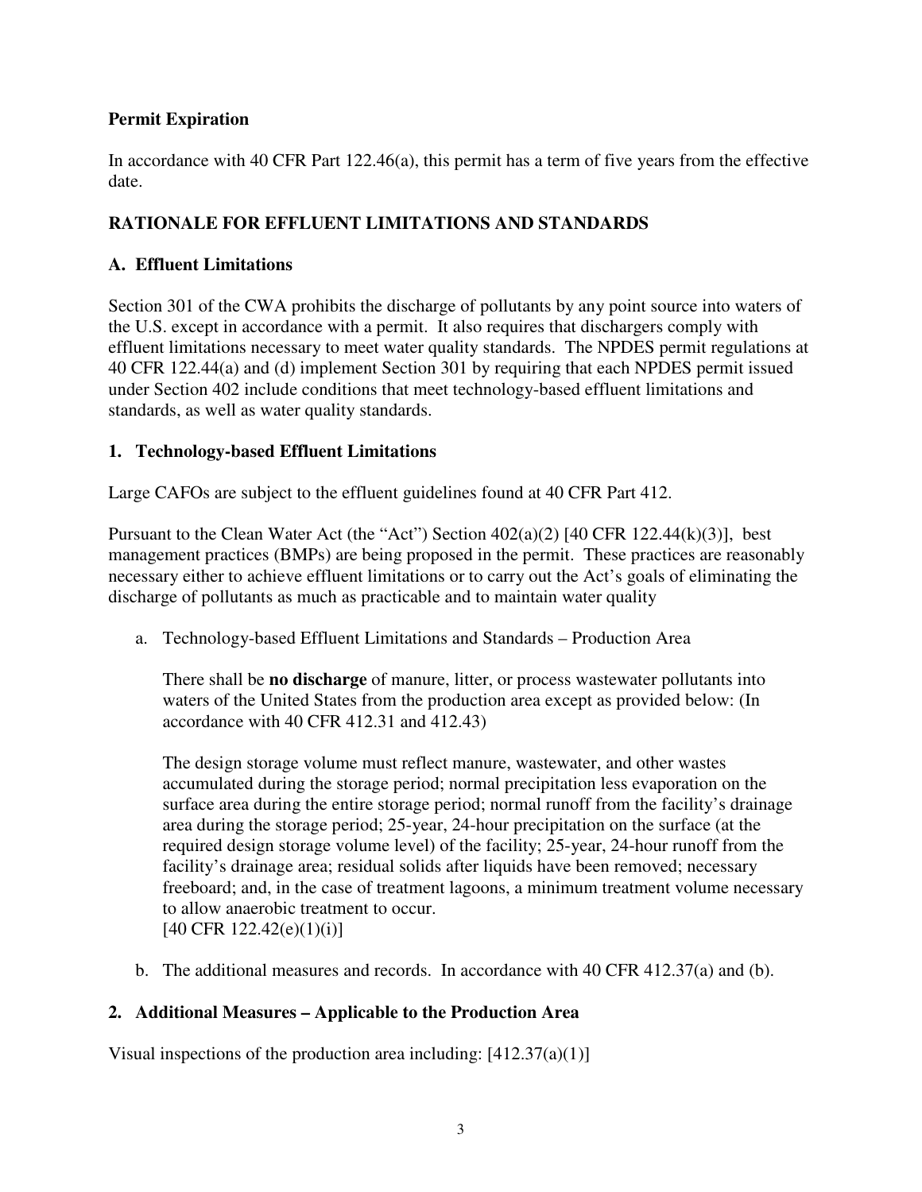**Permit Expiration**

In accordance with 40 CFR Part 122.46(a), this permit has a term of five years from the effective date.

## RATIONALE FOR EFFLUENT LIMITATIONS AND STANDARDS

### A. Effluent Limitations

Section 301 of the CWA prohibits the discharge of pollutants by any point source into waters of the U.S. except in accordance with a permit. It also requires that dischargers comply with effluent limitations necessary to meet water quality standards. The NPDES permit regulations at 40 CFR 122.44(a) and (d) implement Section 301 by requiring that each NPDES permit issued under Section 402 include conditions that meet technology-based effluent limitations and standards, as well as water quality standards.

### 1. Technology-based Effluent Limitations

Large CAFOs are subject to the effluent guidelines found at 40 CFR Part 412.

Pursuant to the Clean Water Act (the "Act") Section 402(a)(2) [40 CFR 122.44(k)(3)], best management practices (BMPs) are being proposed in the permit. These practices are reasonably necessary either to achieve effluent limitations or to carry out the Act's goals of eliminating the discharge of pollutants as much as practicable and to maintain water quality

a. Technology-based Effluent Limitations and Standards – Production Area

   There shall be **no discharge** of manure, litter, or process wastewater pollutants into waters of the United States from the production area except as provided below: (In accordance with 40 CFR 412.31 and 412.43)

   The design storage volume must reflect manure, wastewater, and other wastes accumulated during the storage period; normal precipitation less evaporation on the surface area during the entire storage period; normal runoff from the facility's drainage area during the storage period; 25-year, 24-hour precipitation on the surface (at the required design storage volume level) of the facility; 25-year, 24-hour runoff from the facility's drainage area; residual solids after liquids have been removed; necessary freeboard; and, in the case of treatment lagoons, a minimum treatment volume necessary to allow anaerobic treatment to occur.
   [40 CFR 122.42(e)(1)(i)]

b. The additional measures and records. In accordance with 40 CFR 412.37(a) and (b).

### 2. Additional Measures – Applicable to the Production Area

Visual inspections of the production area including: [412.37(a)(1)]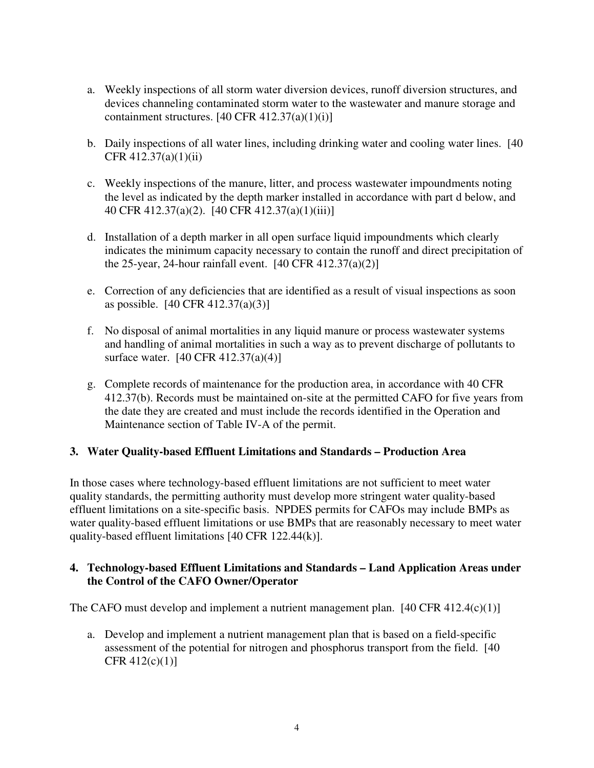a. Weekly inspections of all storm water diversion devices, runoff diversion structures, and devices channeling contaminated storm water to the wastewater and manure storage and containment structures. [40 CFR 412.37(a)(1)(i)]

b. Daily inspections of all water lines, including drinking water and cooling water lines. [40 CFR 412.37(a)(1)(ii)

c. Weekly inspections of the manure, litter, and process wastewater impoundments noting the level as indicated by the depth marker installed in accordance with part d below, and 40 CFR 412.37(a)(2). [40 CFR 412.37(a)(1)(iii)]

d. Installation of a depth marker in all open surface liquid impoundments which clearly indicates the minimum capacity necessary to contain the runoff and direct precipitation of the 25-year, 24-hour rainfall event. [40 CFR 412.37(a)(2)]

e. Correction of any deficiencies that are identified as a result of visual inspections as soon as possible. [40 CFR 412.37(a)(3)]

f. No disposal of animal mortalities in any liquid manure or process wastewater systems and handling of animal mortalities in such a way as to prevent discharge of pollutants to surface water. [40 CFR 412.37(a)(4)]

g. Complete records of maintenance for the production area, in accordance with 40 CFR 412.37(b). Records must be maintained on-site at the permitted CAFO for five years from the date they are created and must include the records identified in the Operation and Maintenance section of Table IV-A of the permit.

### 3. Water Quality-based Effluent Limitations and Standards – Production Area

In those cases where technology-based effluent limitations are not sufficient to meet water quality standards, the permitting authority must develop more stringent water quality-based effluent limitations on a site-specific basis. NPDES permits for CAFOs may include BMPs as water quality-based effluent limitations or use BMPs that are reasonably necessary to meet water quality-based effluent limitations [40 CFR 122.44(k)].

### 4. Technology-based Effluent Limitations and Standards – Land Application Areas under the Control of the CAFO Owner/Operator

The CAFO must develop and implement a nutrient management plan. [40 CFR 412.4(c)(1)]

a. Develop and implement a nutrient management plan that is based on a field-specific assessment of the potential for nitrogen and phosphorus transport from the field. [40 CFR 412(c)(1)]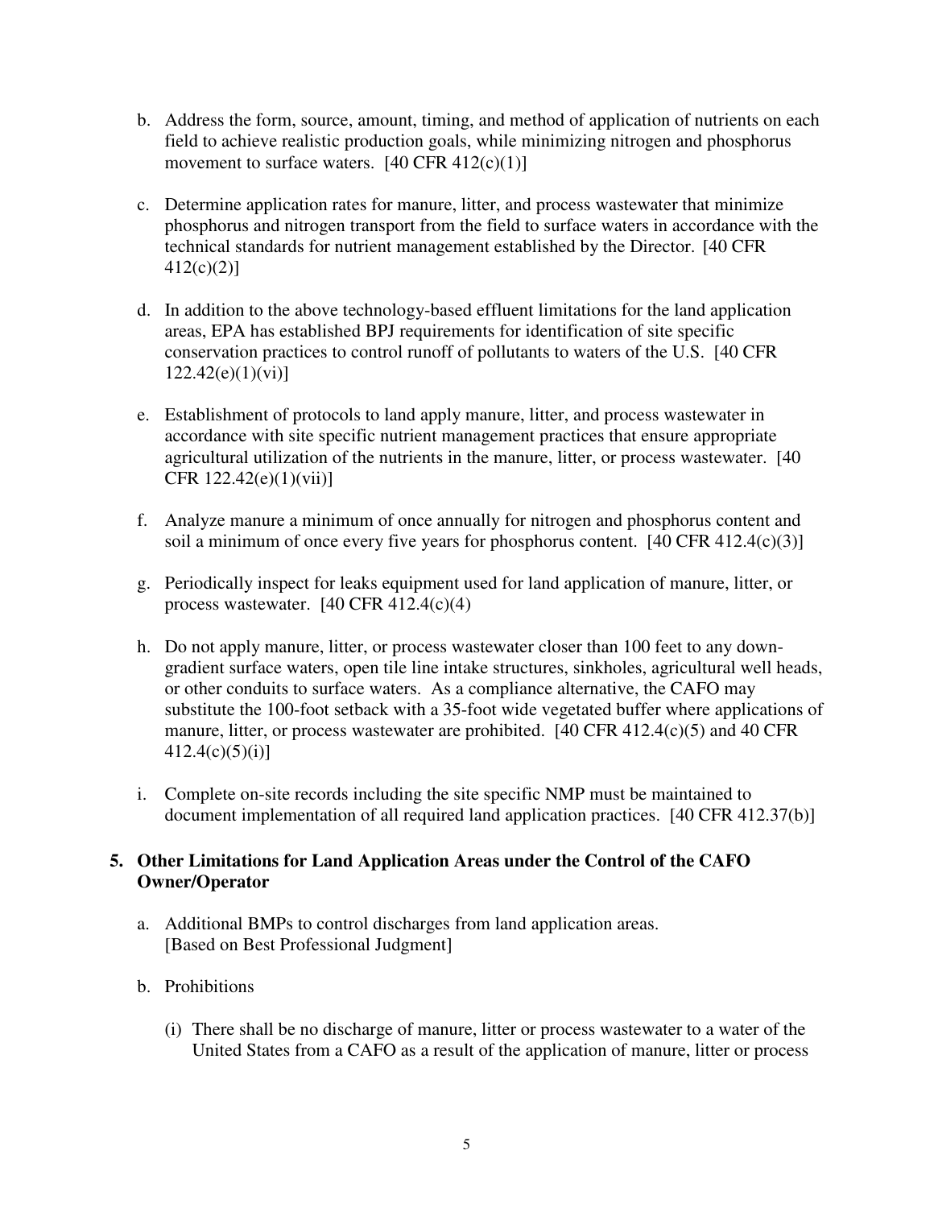b. Address the form, source, amount, timing, and method of application of nutrients on each field to achieve realistic production goals, while minimizing nitrogen and phosphorus movement to surface waters. [40 CFR 412(c)(1)]

c. Determine application rates for manure, litter, and process wastewater that minimize phosphorus and nitrogen transport from the field to surface waters in accordance with the technical standards for nutrient management established by the Director. [40 CFR 412(c)(2)]

d. In addition to the above technology-based effluent limitations for the land application areas, EPA has established BPJ requirements for identification of site specific conservation practices to control runoff of pollutants to waters of the U.S. [40 CFR 122.42(e)(1)(vi)]

e. Establishment of protocols to land apply manure, litter, and process wastewater in accordance with site specific nutrient management practices that ensure appropriate agricultural utilization of the nutrients in the manure, litter, or process wastewater. [40 CFR 122.42(e)(1)(vii)]

f. Analyze manure a minimum of once annually for nitrogen and phosphorus content and soil a minimum of once every five years for phosphorus content. [40 CFR 412.4(c)(3)]

g. Periodically inspect for leaks equipment used for land application of manure, litter, or process wastewater. [40 CFR 412.4(c)(4)

h. Do not apply manure, litter, or process wastewater closer than 100 feet to any down-gradient surface waters, open tile line intake structures, sinkholes, agricultural well heads, or other conduits to surface waters. As a compliance alternative, the CAFO may substitute the 100-foot setback with a 35-foot wide vegetated buffer where applications of manure, litter, or process wastewater are prohibited. [40 CFR 412.4(c)(5) and 40 CFR 412.4(c)(5)(i)]

i. Complete on-site records including the site specific NMP must be maintained to document implementation of all required land application practices. [40 CFR 412.37(b)]

**5. Other Limitations for Land Application Areas under the Control of the CAFO Owner/Operator**

a. Additional BMPs to control discharges from land application areas. [Based on Best Professional Judgment]

b. Prohibitions

(i) There shall be no discharge of manure, litter or process wastewater to a water of the United States from a CAFO as a result of the application of manure, litter or process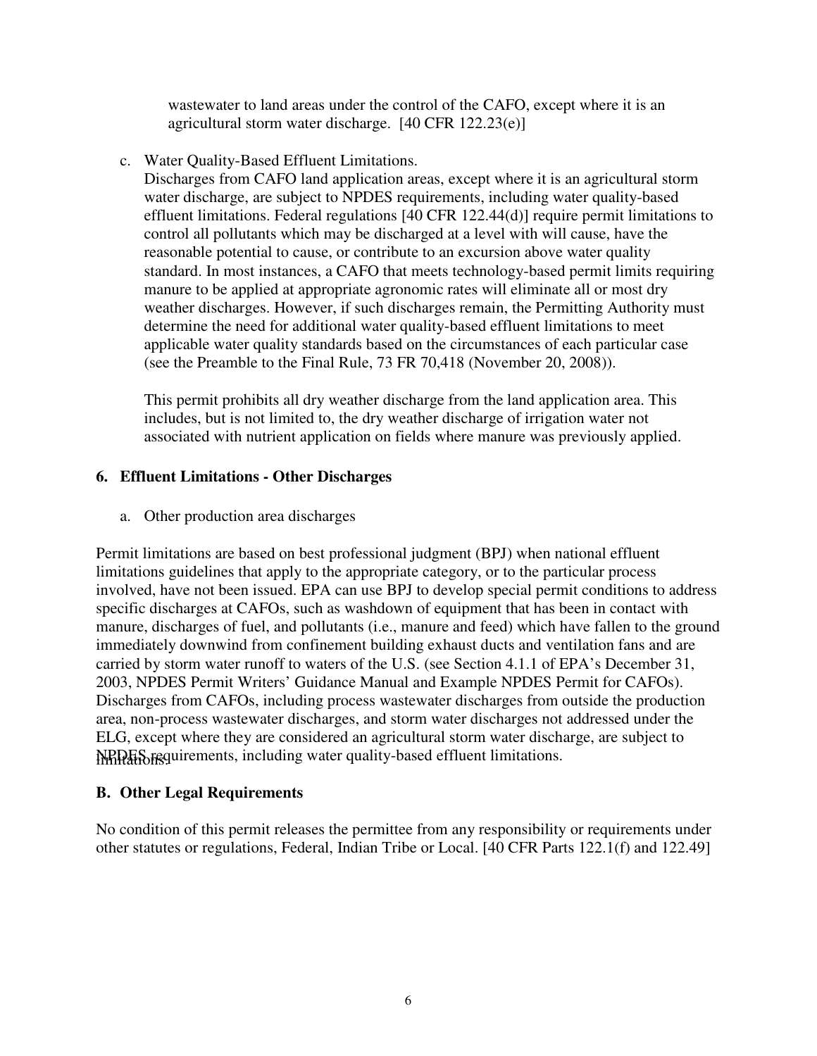wastewater to land areas under the control of the CAFO, except where it is an agricultural storm water discharge. [40 CFR 122.23(e)]

c. Water Quality-Based Effluent Limitations.
   Discharges from CAFO land application areas, except where it is an agricultural storm water discharge, are subject to NPDES requirements, including water quality-based effluent limitations. Federal regulations [40 CFR 122.44(d)] require permit limitations to control all pollutants which may be discharged at a level with will cause, have the reasonable potential to cause, or contribute to an excursion above water quality standard. In most instances, a CAFO that meets technology-based permit limits requiring manure to be applied at appropriate agronomic rates will eliminate all or most dry weather discharges. However, if such discharges remain, the Permitting Authority must determine the need for additional water quality-based effluent limitations to meet applicable water quality standards based on the circumstances of each particular case (see the Preamble to the Final Rule, 73 FR 70,418 (November 20, 2008)).

   This permit prohibits all dry weather discharge from the land application area. This includes, but is not limited to, the dry weather discharge of irrigation water not associated with nutrient application on fields where manure was previously applied.

### 6. Effluent Limitations - Other Discharges

a. Other production area discharges

Permit limitations are based on best professional judgment (BPJ) when national effluent limitations guidelines that apply to the appropriate category, or to the particular process involved, have not been issued. EPA can use BPJ to develop special permit conditions to address specific discharges at CAFOs, such as washdown of equipment that has been in contact with manure, discharges of fuel, and pollutants (i.e., manure and feed) which have fallen to the ground immediately downwind from confinement building exhaust ducts and ventilation fans and are carried by storm water runoff to waters of the U.S. (see Section 4.1.1 of EPA's December 31, 2003, NPDES Permit Writers' Guidance Manual and Example NPDES Permit for CAFOs). Discharges from CAFOs, including process wastewater discharges from outside the production area, non-process wastewater discharges, and storm water discharges not addressed under the ELG, except where they are considered an agricultural storm water discharge, are subject to NPDES requirements, including water quality-based effluent limitations.

### B. Other Legal Requirements

No condition of this permit releases the permittee from any responsibility or requirements under other statutes or regulations, Federal, Indian Tribe or Local. [40 CFR Parts 122.1(f) and 122.49]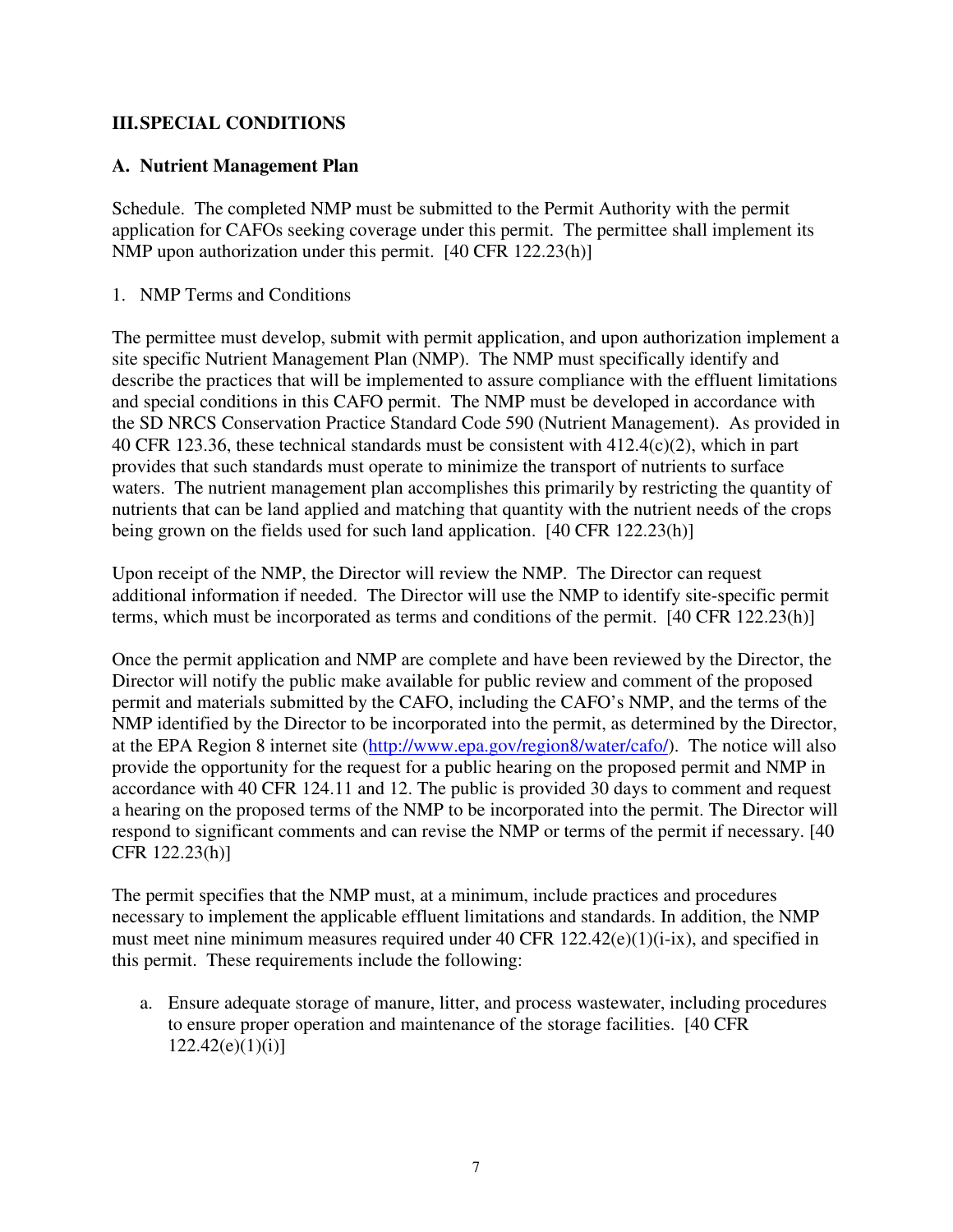## III. SPECIAL CONDITIONS

### A. Nutrient Management Plan

Schedule. The completed NMP must be submitted to the Permit Authority with the permit application for CAFOs seeking coverage under this permit. The permittee shall implement its NMP upon authorization under this permit. [40 CFR 122.23(h)]

1. NMP Terms and Conditions

The permittee must develop, submit with permit application, and upon authorization implement a site specific Nutrient Management Plan (NMP). The NMP must specifically identify and describe the practices that will be implemented to assure compliance with the effluent limitations and special conditions in this CAFO permit. The NMP must be developed in accordance with the SD NRCS Conservation Practice Standard Code 590 (Nutrient Management). As provided in 40 CFR 123.36, these technical standards must be consistent with 412.4(c)(2), which in part provides that such standards must operate to minimize the transport of nutrients to surface waters. The nutrient management plan accomplishes this primarily by restricting the quantity of nutrients that can be land applied and matching that quantity with the nutrient needs of the crops being grown on the fields used for such land application. [40 CFR 122.23(h)]

Upon receipt of the NMP, the Director will review the NMP. The Director can request additional information if needed. The Director will use the NMP to identify site-specific permit terms, which must be incorporated as terms and conditions of the permit. [40 CFR 122.23(h)]

Once the permit application and NMP are complete and have been reviewed by the Director, the Director will notify the public make available for public review and comment of the proposed permit and materials submitted by the CAFO, including the CAFO's NMP, and the terms of the NMP identified by the Director to be incorporated into the permit, as determined by the Director, at the EPA Region 8 internet site (http://www.epa.gov/region8/water/cafo/). The notice will also provide the opportunity for the request for a public hearing on the proposed permit and NMP in accordance with 40 CFR 124.11 and 12. The public is provided 30 days to comment and request a hearing on the proposed terms of the NMP to be incorporated into the permit. The Director will respond to significant comments and can revise the NMP or terms of the permit if necessary. [40 CFR 122.23(h)]

The permit specifies that the NMP must, at a minimum, include practices and procedures necessary to implement the applicable effluent limitations and standards. In addition, the NMP must meet nine minimum measures required under 40 CFR 122.42(e)(1)(i-ix), and specified in this permit. These requirements include the following:

a. Ensure adequate storage of manure, litter, and process wastewater, including procedures to ensure proper operation and maintenance of the storage facilities. [40 CFR 122.42(e)(1)(i)]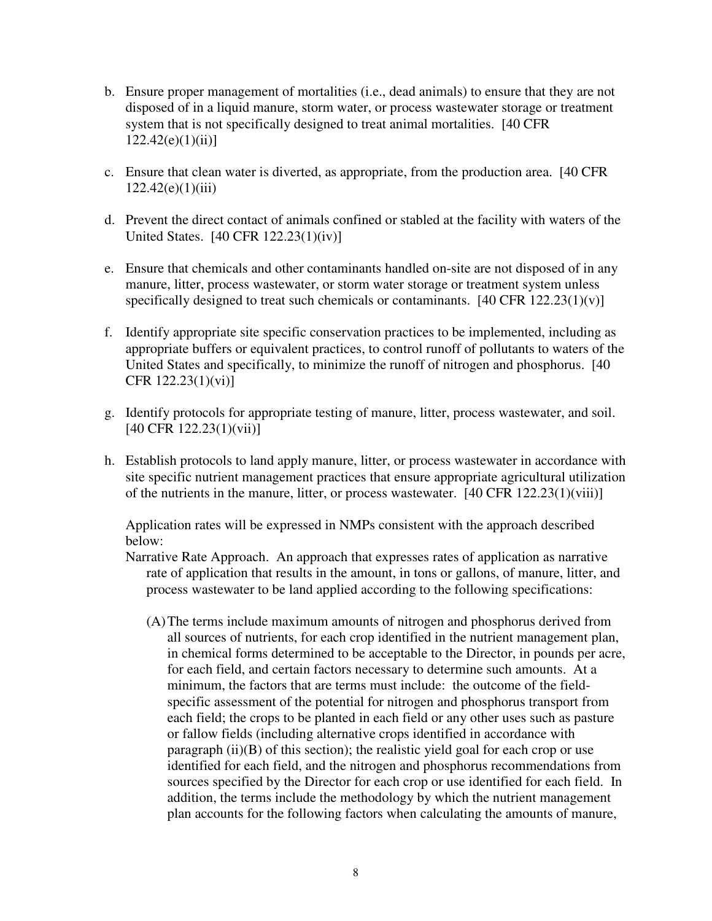b. Ensure proper management of mortalities (i.e., dead animals) to ensure that they are not disposed of in a liquid manure, storm water, or process wastewater storage or treatment system that is not specifically designed to treat animal mortalities. [40 CFR 122.42(e)(1)(ii)]

c. Ensure that clean water is diverted, as appropriate, from the production area. [40 CFR 122.42(e)(1)(iii)

d. Prevent the direct contact of animals confined or stabled at the facility with waters of the United States. [40 CFR 122.23(1)(iv)]

e. Ensure that chemicals and other contaminants handled on-site are not disposed of in any manure, litter, process wastewater, or storm water storage or treatment system unless specifically designed to treat such chemicals or contaminants. [40 CFR 122.23(1)(v)]

f. Identify appropriate site specific conservation practices to be implemented, including as appropriate buffers or equivalent practices, to control runoff of pollutants to waters of the United States and specifically, to minimize the runoff of nitrogen and phosphorus. [40 CFR 122.23(1)(vi)]

g. Identify protocols for appropriate testing of manure, litter, process wastewater, and soil. [40 CFR 122.23(1)(vii)]

h. Establish protocols to land apply manure, litter, or process wastewater in accordance with site specific nutrient management practices that ensure appropriate agricultural utilization of the nutrients in the manure, litter, or process wastewater. [40 CFR 122.23(1)(viii)]

   Application rates will be expressed in NMPs consistent with the approach described below:

   Narrative Rate Approach. An approach that expresses rates of application as narrative rate of application that results in the amount, in tons or gallons, of manure, litter, and process wastewater to be land applied according to the following specifications:

   (A) The terms include maximum amounts of nitrogen and phosphorus derived from all sources of nutrients, for each crop identified in the nutrient management plan, in chemical forms determined to be acceptable to the Director, in pounds per acre, for each field, and certain factors necessary to determine such amounts. At a minimum, the factors that are terms must include: the outcome of the field-specific assessment of the potential for nitrogen and phosphorus transport from each field; the crops to be planted in each field or any other uses such as pasture or fallow fields (including alternative crops identified in accordance with paragraph (ii)(B) of this section); the realistic yield goal for each crop or use identified for each field, and the nitrogen and phosphorus recommendations from sources specified by the Director for each crop or use identified for each field. In addition, the terms include the methodology by which the nutrient management plan accounts for the following factors when calculating the amounts of manure,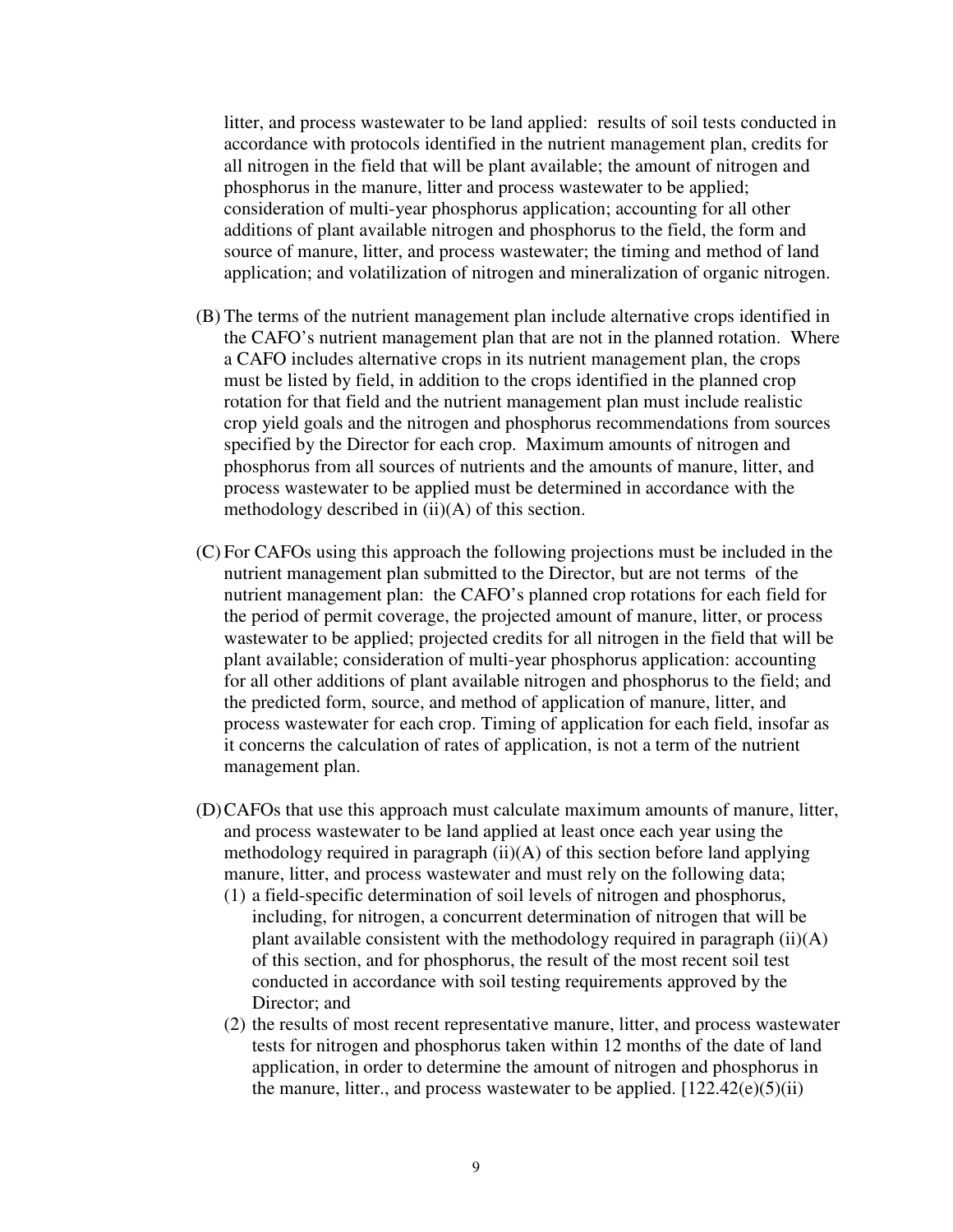litter, and process wastewater to be land applied: results of soil tests conducted in accordance with protocols identified in the nutrient management plan, credits for all nitrogen in the field that will be plant available; the amount of nitrogen and phosphorus in the manure, litter and process wastewater to be applied; consideration of multi-year phosphorus application; accounting for all other additions of plant available nitrogen and phosphorus to the field, the form and source of manure, litter, and process wastewater; the timing and method of land application; and volatilization of nitrogen and mineralization of organic nitrogen.

(B) The terms of the nutrient management plan include alternative crops identified in the CAFO's nutrient management plan that are not in the planned rotation. Where a CAFO includes alternative crops in its nutrient management plan, the crops must be listed by field, in addition to the crops identified in the planned crop rotation for that field and the nutrient management plan must include realistic crop yield goals and the nitrogen and phosphorus recommendations from sources specified by the Director for each crop. Maximum amounts of nitrogen and phosphorus from all sources of nutrients and the amounts of manure, litter, and process wastewater to be applied must be determined in accordance with the methodology described in (ii)(A) of this section.

(C) For CAFOs using this approach the following projections must be included in the nutrient management plan submitted to the Director, but are not terms of the nutrient management plan: the CAFO's planned crop rotations for each field for the period of permit coverage, the projected amount of manure, litter, or process wastewater to be applied; projected credits for all nitrogen in the field that will be plant available; consideration of multi-year phosphorus application: accounting for all other additions of plant available nitrogen and phosphorus to the field; and the predicted form, source, and method of application of manure, litter, and process wastewater for each crop. Timing of application for each field, insofar as it concerns the calculation of rates of application, is not a term of the nutrient management plan.

(D) CAFOs that use this approach must calculate maximum amounts of manure, litter, and process wastewater to be land applied at least once each year using the methodology required in paragraph (ii)(A) of this section before land applying manure, litter, and process wastewater and must rely on the following data;

(1) a field-specific determination of soil levels of nitrogen and phosphorus, including, for nitrogen, a concurrent determination of nitrogen that will be plant available consistent with the methodology required in paragraph (ii)(A) of this section, and for phosphorus, the result of the most recent soil test conducted in accordance with soil testing requirements approved by the Director; and

(2) the results of most recent representative manure, litter, and process wastewater tests for nitrogen and phosphorus taken within 12 months of the date of land application, in order to determine the amount of nitrogen and phosphorus in the manure, litter., and process wastewater to be applied. [122.42(e)(5)(ii)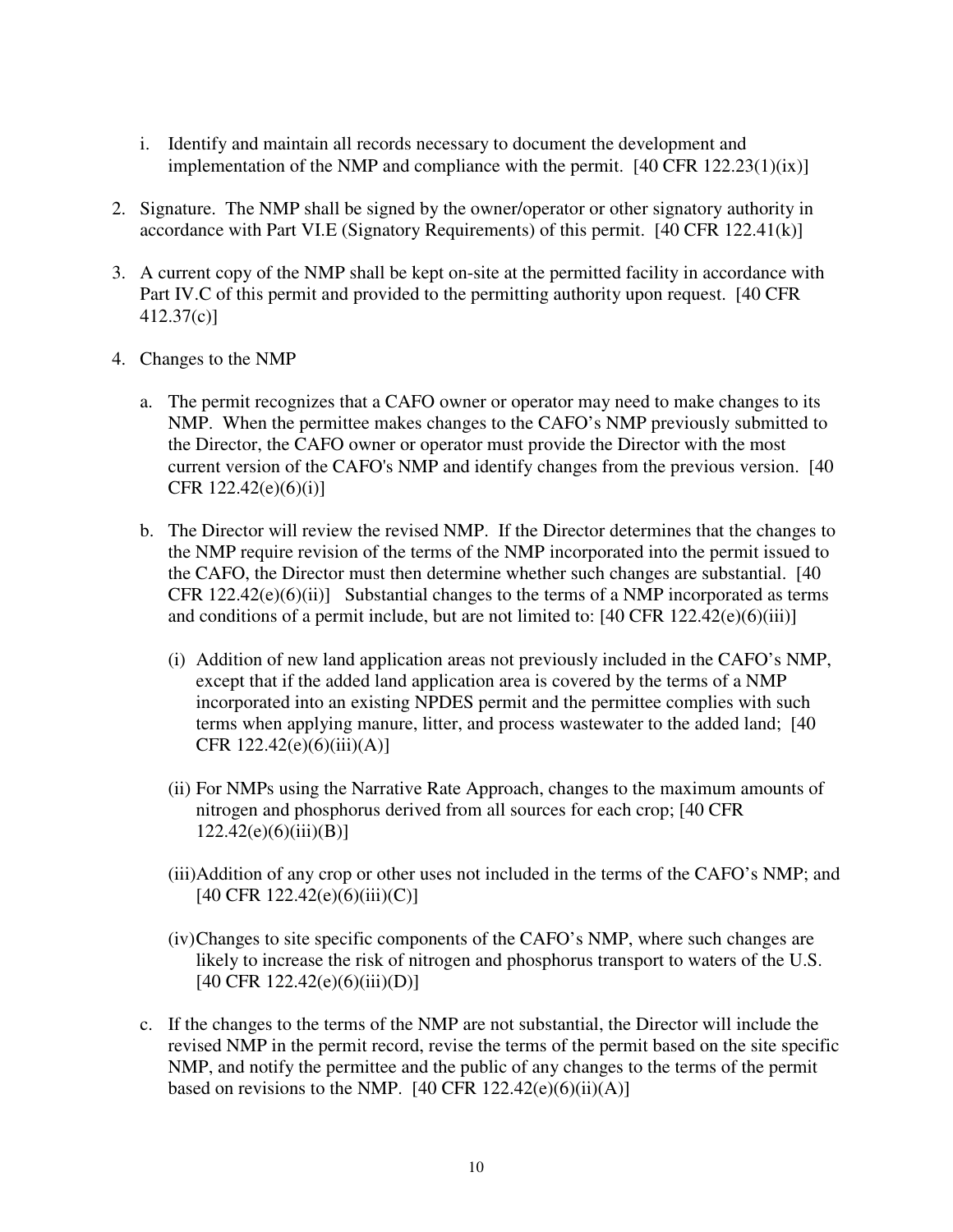i. Identify and maintain all records necessary to document the development and implementation of the NMP and compliance with the permit. [40 CFR 122.23(1)(ix)]

2. Signature. The NMP shall be signed by the owner/operator or other signatory authority in accordance with Part VI.E (Signatory Requirements) of this permit. [40 CFR 122.41(k)]

3. A current copy of the NMP shall be kept on-site at the permitted facility in accordance with Part IV.C of this permit and provided to the permitting authority upon request. [40 CFR 412.37(c)]

4. Changes to the NMP

   a. The permit recognizes that a CAFO owner or operator may need to make changes to its NMP. When the permittee makes changes to the CAFO's NMP previously submitted to the Director, the CAFO owner or operator must provide the Director with the most current version of the CAFO's NMP and identify changes from the previous version. [40 CFR 122.42(e)(6)(i)]

   b. The Director will review the revised NMP. If the Director determines that the changes to the NMP require revision of the terms of the NMP incorporated into the permit issued to the CAFO, the Director must then determine whether such changes are substantial. [40 CFR 122.42(e)(6)(ii)] Substantial changes to the terms of a NMP incorporated as terms and conditions of a permit include, but are not limited to: [40 CFR 122.42(e)(6)(iii)]

      (i) Addition of new land application areas not previously included in the CAFO's NMP, except that if the added land application area is covered by the terms of a NMP incorporated into an existing NPDES permit and the permittee complies with such terms when applying manure, litter, and process wastewater to the added land; [40 CFR 122.42(e)(6)(iii)(A)]

      (ii) For NMPs using the Narrative Rate Approach, changes to the maximum amounts of nitrogen and phosphorus derived from all sources for each crop; [40 CFR 122.42(e)(6)(iii)(B)]

      (iii) Addition of any crop or other uses not included in the terms of the CAFO's NMP; and [40 CFR 122.42(e)(6)(iii)(C)]

      (iv) Changes to site specific components of the CAFO's NMP, where such changes are likely to increase the risk of nitrogen and phosphorus transport to waters of the U.S. [40 CFR 122.42(e)(6)(iii)(D)]

   c. If the changes to the terms of the NMP are not substantial, the Director will include the revised NMP in the permit record, revise the terms of the permit based on the site specific NMP, and notify the permittee and the public of any changes to the terms of the permit based on revisions to the NMP. [40 CFR 122.42(e)(6)(ii)(A)]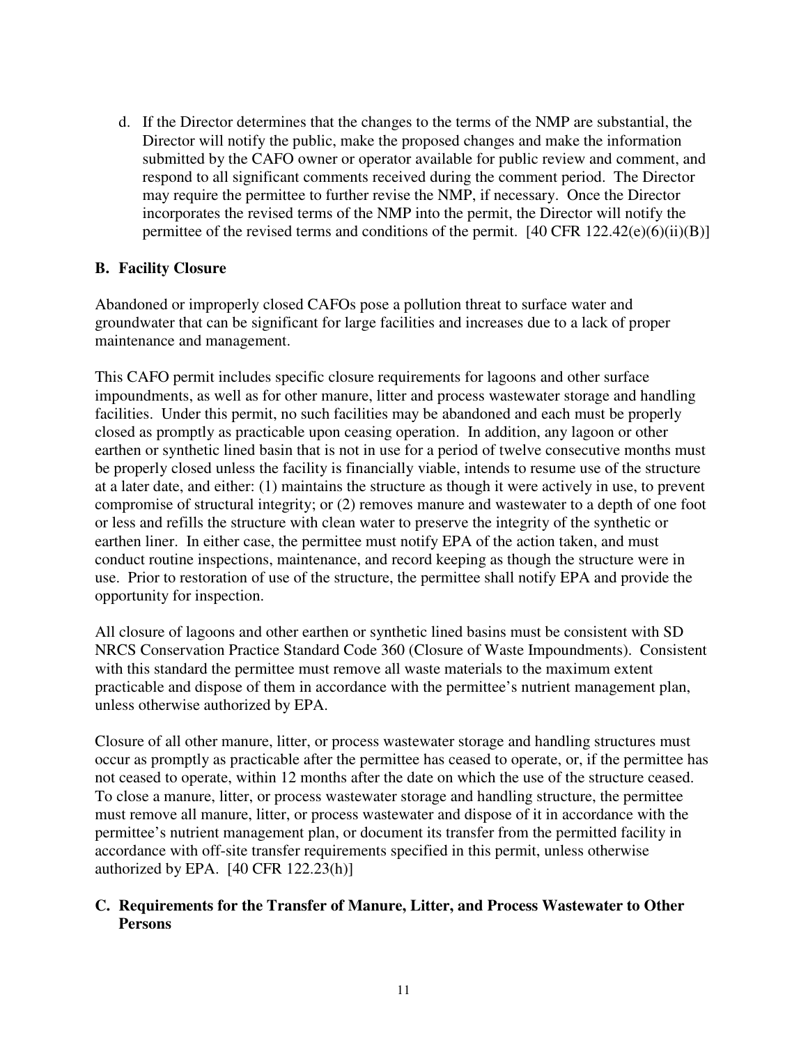d. If the Director determines that the changes to the terms of the NMP are substantial, the Director will notify the public, make the proposed changes and make the information submitted by the CAFO owner or operator available for public review and comment, and respond to all significant comments received during the comment period. The Director may require the permittee to further revise the NMP, if necessary. Once the Director incorporates the revised terms of the NMP into the permit, the Director will notify the permittee of the revised terms and conditions of the permit. [40 CFR 122.42(e)(6)(ii)(B)]

### B. Facility Closure

Abandoned or improperly closed CAFOs pose a pollution threat to surface water and groundwater that can be significant for large facilities and increases due to a lack of proper maintenance and management.

This CAFO permit includes specific closure requirements for lagoons and other surface impoundments, as well as for other manure, litter and process wastewater storage and handling facilities. Under this permit, no such facilities may be abandoned and each must be properly closed as promptly as practicable upon ceasing operation. In addition, any lagoon or other earthen or synthetic lined basin that is not in use for a period of twelve consecutive months must be properly closed unless the facility is financially viable, intends to resume use of the structure at a later date, and either: (1) maintains the structure as though it were actively in use, to prevent compromise of structural integrity; or (2) removes manure and wastewater to a depth of one foot or less and refills the structure with clean water to preserve the integrity of the synthetic or earthen liner. In either case, the permittee must notify EPA of the action taken, and must conduct routine inspections, maintenance, and record keeping as though the structure were in use. Prior to restoration of use of the structure, the permittee shall notify EPA and provide the opportunity for inspection.

All closure of lagoons and other earthen or synthetic lined basins must be consistent with SD NRCS Conservation Practice Standard Code 360 (Closure of Waste Impoundments). Consistent with this standard the permittee must remove all waste materials to the maximum extent practicable and dispose of them in accordance with the permittee's nutrient management plan, unless otherwise authorized by EPA.

Closure of all other manure, litter, or process wastewater storage and handling structures must occur as promptly as practicable after the permittee has ceased to operate, or, if the permittee has not ceased to operate, within 12 months after the date on which the use of the structure ceased. To close a manure, litter, or process wastewater storage and handling structure, the permittee must remove all manure, litter, or process wastewater and dispose of it in accordance with the permittee's nutrient management plan, or document its transfer from the permitted facility in accordance with off-site transfer requirements specified in this permit, unless otherwise authorized by EPA. [40 CFR 122.23(h)]

### C. Requirements for the Transfer of Manure, Litter, and Process Wastewater to Other Persons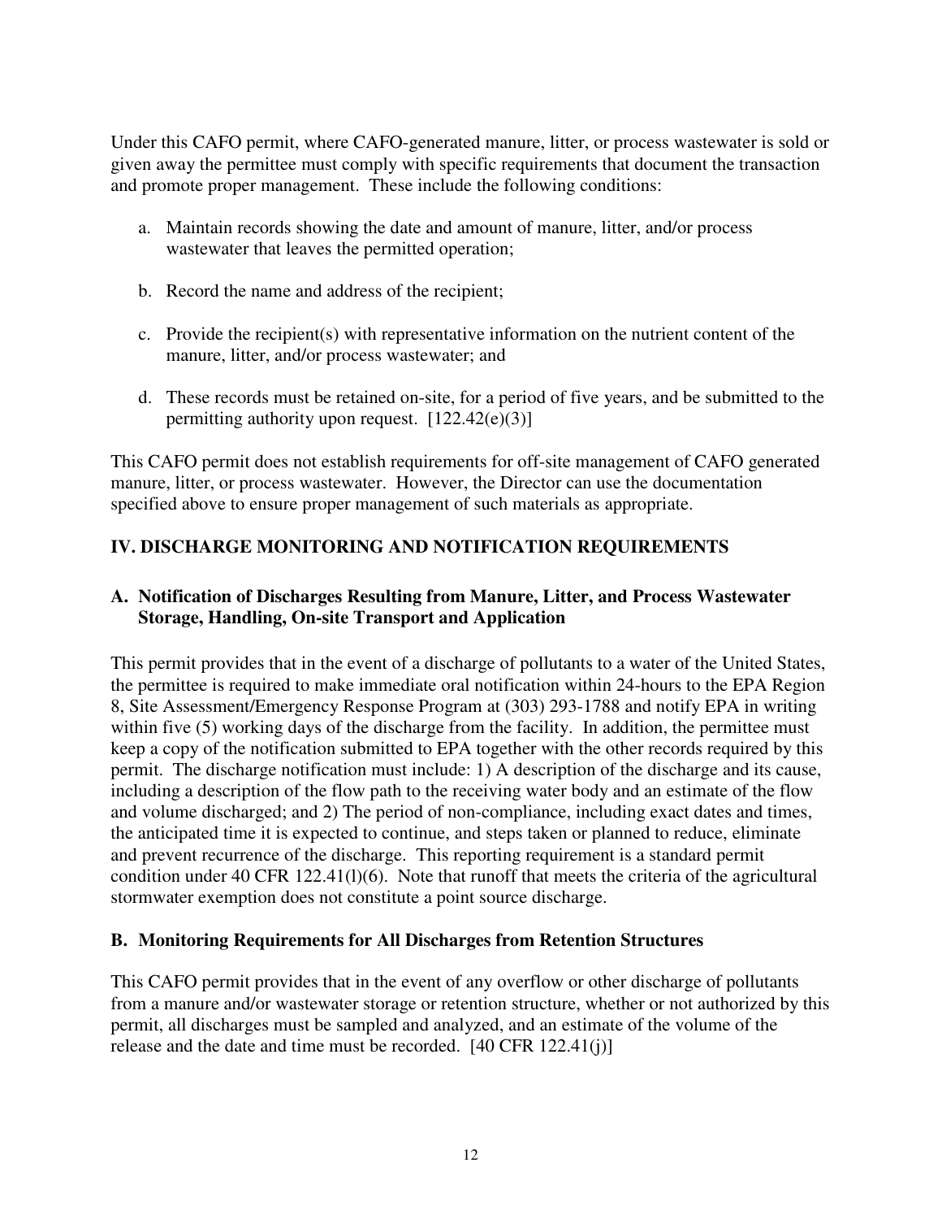Under this CAFO permit, where CAFO-generated manure, litter, or process wastewater is sold or given away the permittee must comply with specific requirements that document the transaction and promote proper management. These include the following conditions:

a. Maintain records showing the date and amount of manure, litter, and/or process wastewater that leaves the permitted operation;

b. Record the name and address of the recipient;

c. Provide the recipient(s) with representative information on the nutrient content of the manure, litter, and/or process wastewater; and

d. These records must be retained on-site, for a period of five years, and be submitted to the permitting authority upon request. [122.42(e)(3)]

This CAFO permit does not establish requirements for off-site management of CAFO generated manure, litter, or process wastewater. However, the Director can use the documentation specified above to ensure proper management of such materials as appropriate.

## IV. DISCHARGE MONITORING AND NOTIFICATION REQUIREMENTS

### A. Notification of Discharges Resulting from Manure, Litter, and Process Wastewater Storage, Handling, On-site Transport and Application

This permit provides that in the event of a discharge of pollutants to a water of the United States, the permittee is required to make immediate oral notification within 24-hours to the EPA Region 8, Site Assessment/Emergency Response Program at (303) 293-1788 and notify EPA in writing within five (5) working days of the discharge from the facility. In addition, the permittee must keep a copy of the notification submitted to EPA together with the other records required by this permit. The discharge notification must include: 1) A description of the discharge and its cause, including a description of the flow path to the receiving water body and an estimate of the flow and volume discharged; and 2) The period of non-compliance, including exact dates and times, the anticipated time it is expected to continue, and steps taken or planned to reduce, eliminate and prevent recurrence of the discharge. This reporting requirement is a standard permit condition under 40 CFR 122.41(l)(6). Note that runoff that meets the criteria of the agricultural stormwater exemption does not constitute a point source discharge.

### B. Monitoring Requirements for All Discharges from Retention Structures

This CAFO permit provides that in the event of any overflow or other discharge of pollutants from a manure and/or wastewater storage or retention structure, whether or not authorized by this permit, all discharges must be sampled and analyzed, and an estimate of the volume of the release and the date and time must be recorded. [40 CFR 122.41(j)]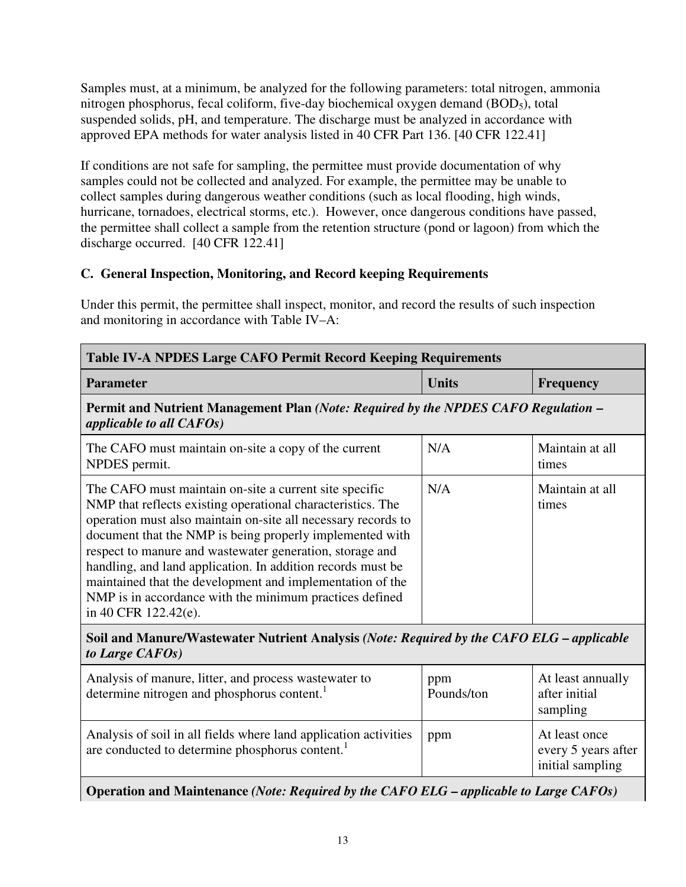Samples must, at a minimum, be analyzed for the following parameters: total nitrogen, ammonia nitrogen phosphorus, fecal coliform, five-day biochemical oxygen demand ($BOD_5$), total suspended solids, pH, and temperature. The discharge must be analyzed in accordance with approved EPA methods for water analysis listed in 40 CFR Part 136. [40 CFR 122.41]

If conditions are not safe for sampling, the permittee must provide documentation of why samples could not be collected and analyzed. For example, the permittee may be unable to collect samples during dangerous weather conditions (such as local flooding, high winds, hurricane, tornadoes, electrical storms, etc.). However, once dangerous conditions have passed, the permittee shall collect a sample from the retention structure (pond or lagoon) from which the discharge occurred. [40 CFR 122.41]

### C. General Inspection, Monitoring, and Record keeping Requirements

Under this permit, the permittee shall inspect, monitor, and record the results of such inspection and monitoring in accordance with Table IV–A:

| Table IV-A NPDES Large CAFO Permit Record Keeping Requirements | | |
|---|---|---|
| **Parameter** | **Units** | **Frequency** |
| **Permit and Nutrient Management Plan** ***(Note: Required by the NPDES CAFO Regulation – applicable to all CAFOs)*** | | |
| The CAFO must maintain on-site a copy of the current NPDES permit. | N/A | Maintain at all times |
| The CAFO must maintain on-site a current site specific NMP that reflects existing operational characteristics. The operation must also maintain on-site all necessary records to document that the NMP is being properly implemented with respect to manure and wastewater generation, storage and handling, and land application. In addition records must be maintained that the development and implementation of the NMP is in accordance with the minimum practices defined in 40 CFR 122.42(e). | N/A | Maintain at all times |
| **Soil and Manure/Wastewater Nutrient Analysis** ***(Note: Required by the CAFO ELG – applicable to Large CAFOs)*** | | |
| Analysis of manure, litter, and process wastewater to determine nitrogen and phosphorus content.[1] | ppm Pounds/ton | At least annually after initial sampling |
| Analysis of soil in all fields where land application activities are conducted to determine phosphorus content.[1] | ppm | At least once every 5 years after initial sampling |
| **Operation and Maintenance** ***(Note: Required by the CAFO ELG – applicable to Large CAFOs)*** | | |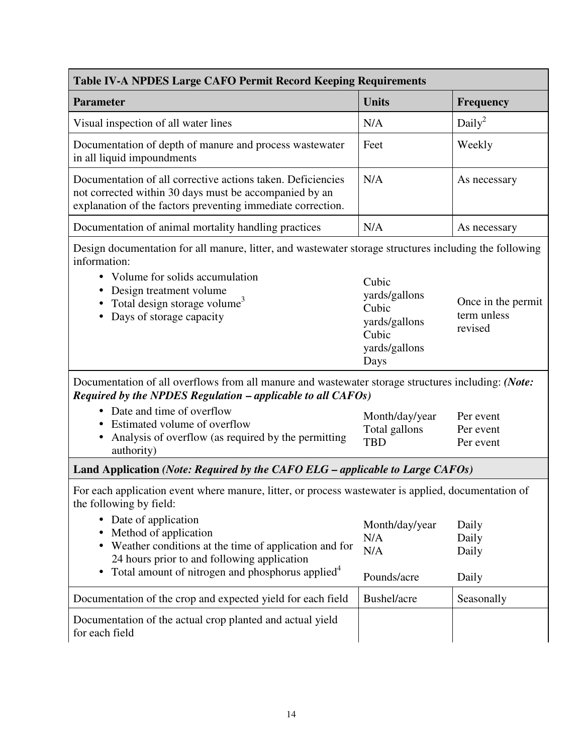| Table IV-A NPDES Large CAFO Permit Record Keeping Requirements | | |
|---|---|---|
| **Parameter** | **Units** | **Frequency** |
| Visual inspection of all water lines | N/A | Daily[2] |
| Documentation of depth of manure and process wastewater in all liquid impoundments | Feet | Weekly |
| Documentation of all corrective actions taken. Deficiencies not corrected within 30 days must be accompanied by an explanation of the factors preventing immediate correction. | N/A | As necessary |
| Documentation of animal mortality handling practices | N/A | As necessary |
| Design documentation for all manure, litter, and wastewater storage structures including the following information: | | |
| • Volume for solids accumulation | Cubic yards/gallons | Once in the permit term unless revised |
| • Design treatment volume | Cubic yards/gallons | Once in the permit term unless revised |
| • Total design storage volume[3] | Cubic yards/gallons | Once in the permit term unless revised |
| • Days of storage capacity | Days | Once in the permit term unless revised |
| Documentation of all overflows from all manure and wastewater storage structures including: ***(Note: Required by the NPDES Regulation – applicable to all CAFOs)*** | | |
| • Date and time of overflow | Month/day/year | Per event |
| • Estimated volume of overflow | Total gallons | Per event |
| • Analysis of overflow (as required by the permitting authority) | TBD | Per event |
| **Land Application *(Note: Required by the CAFO ELG – applicable to Large CAFOs)*** | | |
| For each application event where manure, litter, or process wastewater is applied, documentation of the following by field: | | |
| • Date of application | Month/day/year | Daily |
| • Method of application | N/A | Daily |
| • Weather conditions at the time of application and for 24 hours prior to and following application | N/A | Daily |
| • Total amount of nitrogen and phosphorus applied[4] | Pounds/acre | Daily |
| Documentation of the crop and expected yield for each field | Bushel/acre | Seasonally |
| Documentation of the actual crop planted and actual yield for each field | | |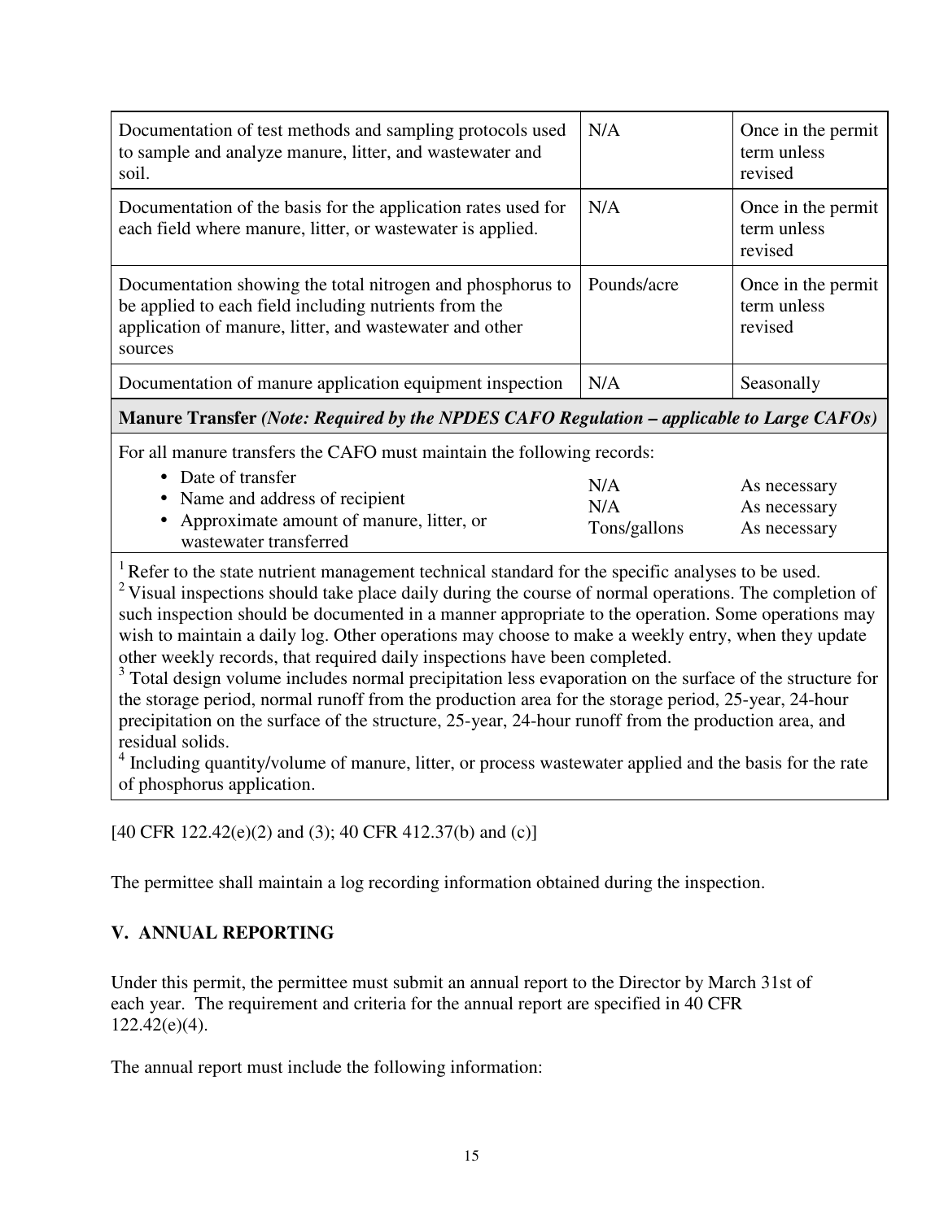| | | |
|---|---|---|
| Documentation of test methods and sampling protocols used to sample and analyze manure, litter, and wastewater and soil. | N/A | Once in the permit term unless revised |
| Documentation of the basis for the application rates used for each field where manure, litter, or wastewater is applied. | N/A | Once in the permit term unless revised |
| Documentation showing the total nitrogen and phosphorus to be applied to each field including nutrients from the application of manure, litter, and wastewater and other sources | Pounds/acre | Once in the permit term unless revised |
| Documentation of manure application equipment inspection | N/A | Seasonally |
| **Manure Transfer** ***(Note: Required by the NPDES CAFO Regulation – applicable to Large CAFOs)*** | | |
| For all manure transfers the CAFO must maintain the following records: | | |
| • Date of transfer | N/A | As necessary |
| • Name and address of recipient | N/A | As necessary |
| • Approximate amount of manure, litter, or wastewater transferred | Tons/gallons | As necessary |

[1] Refer to the state nutrient management technical standard for the specific analyses to be used.
[2] Visual inspections should take place daily during the course of normal operations. The completion of such inspection should be documented in a manner appropriate to the operation. Some operations may wish to maintain a daily log. Other operations may choose to make a weekly entry, when they update other weekly records, that required daily inspections have been completed.
[3] Total design volume includes normal precipitation less evaporation on the surface of the structure for the storage period, normal runoff from the production area for the storage period, 25-year, 24-hour precipitation on the surface of the structure, 25-year, 24-hour runoff from the production area, and residual solids.
[4] Including quantity/volume of manure, litter, or process wastewater applied and the basis for the rate of phosphorus application.

[40 CFR 122.42(e)(2) and (3); 40 CFR 412.37(b) and (c)]

The permittee shall maintain a log recording information obtained during the inspection.

## V. ANNUAL REPORTING

Under this permit, the permittee must submit an annual report to the Director by March 31st of each year. The requirement and criteria for the annual report are specified in 40 CFR 122.42(e)(4).

The annual report must include the following information: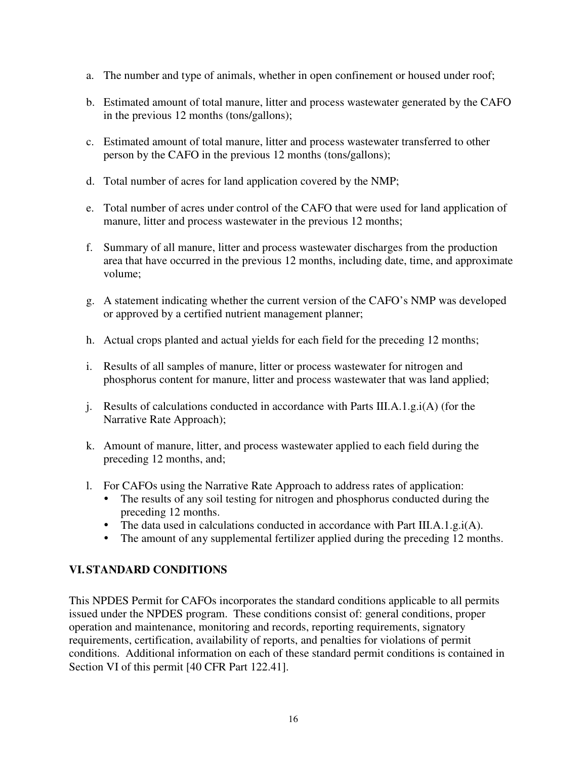a. The number and type of animals, whether in open confinement or housed under roof;

b. Estimated amount of total manure, litter and process wastewater generated by the CAFO in the previous 12 months (tons/gallons);

c. Estimated amount of total manure, litter and process wastewater transferred to other person by the CAFO in the previous 12 months (tons/gallons);

d. Total number of acres for land application covered by the NMP;

e. Total number of acres under control of the CAFO that were used for land application of manure, litter and process wastewater in the previous 12 months;

f. Summary of all manure, litter and process wastewater discharges from the production area that have occurred in the previous 12 months, including date, time, and approximate volume;

g. A statement indicating whether the current version of the CAFO's NMP was developed or approved by a certified nutrient management planner;

h. Actual crops planted and actual yields for each field for the preceding 12 months;

i. Results of all samples of manure, litter or process wastewater for nitrogen and phosphorus content for manure, litter and process wastewater that was land applied;

j. Results of calculations conducted in accordance with Parts III.A.1.g.i(A) (for the Narrative Rate Approach);

k. Amount of manure, litter, and process wastewater applied to each field during the preceding 12 months, and;

l. For CAFOs using the Narrative Rate Approach to address rates of application:
   - The results of any soil testing for nitrogen and phosphorus conducted during the preceding 12 months.
   - The data used in calculations conducted in accordance with Part III.A.1.g.i(A).
   - The amount of any supplemental fertilizer applied during the preceding 12 months.

## VI. STANDARD CONDITIONS

This NPDES Permit for CAFOs incorporates the standard conditions applicable to all permits issued under the NPDES program. These conditions consist of: general conditions, proper operation and maintenance, monitoring and records, reporting requirements, signatory requirements, certification, availability of reports, and penalties for violations of permit conditions. Additional information on each of these standard permit conditions is contained in Section VI of this permit [40 CFR Part 122.41].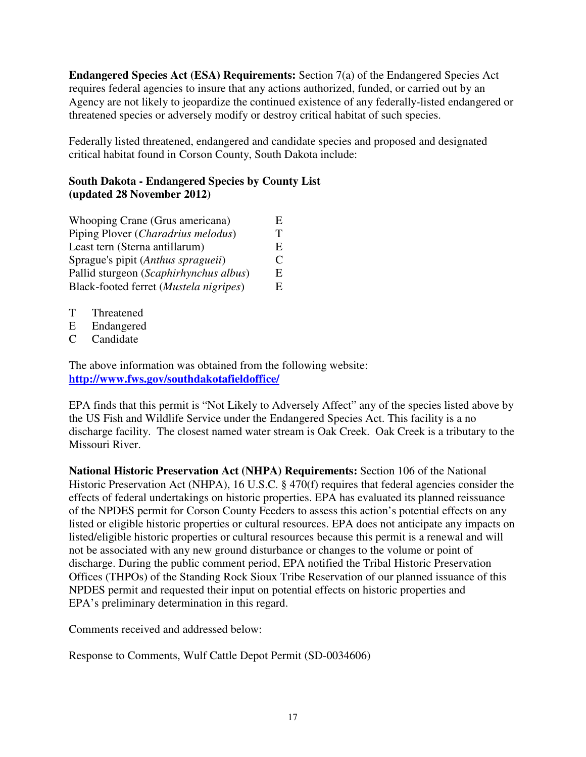**Endangered Species Act (ESA) Requirements:** Section 7(a) of the Endangered Species Act requires federal agencies to insure that any actions authorized, funded, or carried out by an Agency are not likely to jeopardize the continued existence of any federally-listed endangered or threatened species or adversely modify or destroy critical habitat of such species.

Federally listed threatened, endangered and candidate species and proposed and designated critical habitat found in Corson County, South Dakota include:

**South Dakota - Endangered Species by County List (updated 28 November 2012)**

| | |
|---|---|
| Whooping Crane (Grus americana) | E |
| Piping Plover (*Charadrius melodus*) | T |
| Least tern (Sterna antillarum) | E |
| Sprague's pipit (*Anthus spragueii*) | C |
| Pallid sturgeon (*Scaphirhynchus albus*) | E |
| Black-footed ferret (*Mustela nigripes*) | E |

T Threatened
E Endangered
C Candidate

The above information was obtained from the following website: **http://www.fws.gov/southdakotafieldoffice/**

EPA finds that this permit is "Not Likely to Adversely Affect" any of the species listed above by the US Fish and Wildlife Service under the Endangered Species Act. This facility is a no discharge facility. The closest named water stream is Oak Creek. Oak Creek is a tributary to the Missouri River.

**National Historic Preservation Act (NHPA) Requirements:** Section 106 of the National Historic Preservation Act (NHPA), 16 U.S.C. § 470(f) requires that federal agencies consider the effects of federal undertakings on historic properties. EPA has evaluated its planned reissuance of the NPDES permit for Corson County Feeders to assess this action's potential effects on any listed or eligible historic properties or cultural resources. EPA does not anticipate any impacts on listed/eligible historic properties or cultural resources because this permit is a renewal and will not be associated with any new ground disturbance or changes to the volume or point of discharge. During the public comment period, EPA notified the Tribal Historic Preservation Offices (THPOs) of the Standing Rock Sioux Tribe Reservation of our planned issuance of this NPDES permit and requested their input on potential effects on historic properties and EPA's preliminary determination in this regard.

Comments received and addressed below:

Response to Comments, Wulf Cattle Depot Permit (SD-0034606)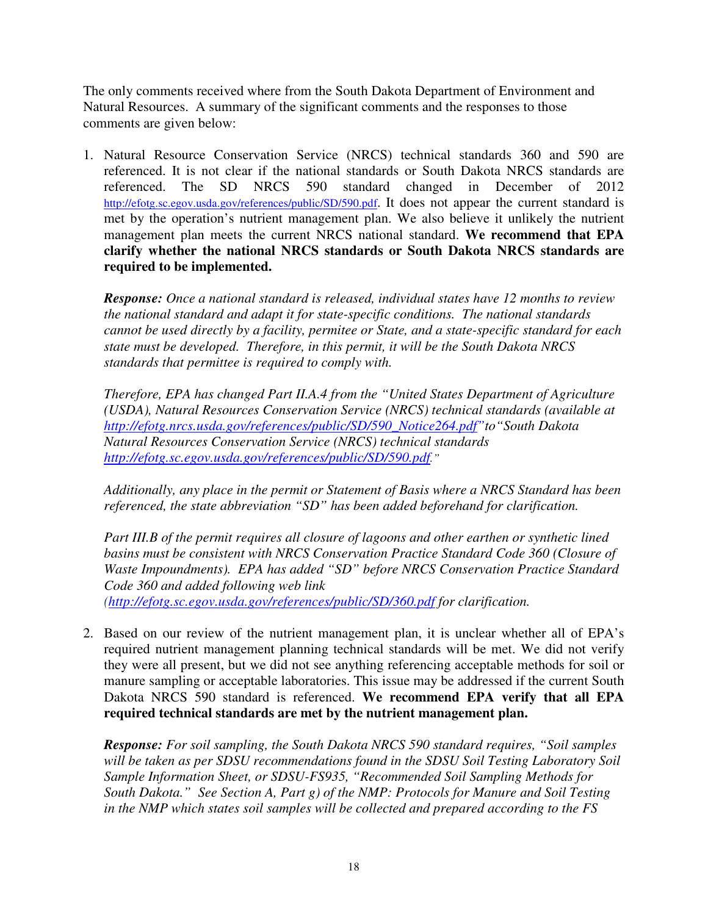The only comments received where from the South Dakota Department of Environment and Natural Resources. A summary of the significant comments and the responses to those comments are given below:

1. Natural Resource Conservation Service (NRCS) technical standards 360 and 590 are referenced. It is not clear if the national standards or South Dakota NRCS standards are referenced. The SD NRCS 590 standard changed in December of 2012 http://efotg.sc.egov.usda.gov/references/public/SD/590.pdf. It does not appear the current standard is met by the operation's nutrient management plan. We also believe it unlikely the nutrient management plan meets the current NRCS national standard. **We recommend that EPA clarify whether the national NRCS standards or South Dakota NRCS standards are required to be implemented.**

   ***Response:*** *Once a national standard is released, individual states have 12 months to review the national standard and adapt it for state-specific conditions. The national standards cannot be used directly by a facility, permitee or State, and a state-specific standard for each state must be developed. Therefore, in this permit, it will be the South Dakota NRCS standards that permittee is required to comply with.*

   *Therefore, EPA has changed Part II.A.4 from the "United States Department of Agriculture (USDA), Natural Resources Conservation Service (NRCS) technical standards (available at http://efotg.nrcs.usda.gov/references/public/SD/590_Notice264.pdf" to "South Dakota Natural Resources Conservation Service (NRCS) technical standards http://efotg.sc.egov.usda.gov/references/public/SD/590.pdf."*

   *Additionally, any place in the permit or Statement of Basis where a NRCS Standard has been referenced, the state abbreviation "SD" has been added beforehand for clarification.*

   *Part III.B of the permit requires all closure of lagoons and other earthen or synthetic lined basins must be consistent with NRCS Conservation Practice Standard Code 360 (Closure of Waste Impoundments). EPA has added "SD" before NRCS Conservation Practice Standard Code 360 and added following web link (http://efotg.sc.egov.usda.gov/references/public/SD/360.pdf for clarification.*

2. Based on our review of the nutrient management plan, it is unclear whether all of EPA's required nutrient management planning technical standards will be met. We did not verify they were all present, but we did not see anything referencing acceptable methods for soil or manure sampling or acceptable laboratories. This issue may be addressed if the current South Dakota NRCS 590 standard is referenced. **We recommend EPA verify that all EPA required technical standards are met by the nutrient management plan.**

   ***Response:*** *For soil sampling, the South Dakota NRCS 590 standard requires, "Soil samples will be taken as per SDSU recommendations found in the SDSU Soil Testing Laboratory Soil Sample Information Sheet, or SDSU-FS935, "Recommended Soil Sampling Methods for South Dakota." See Section A, Part g) of the NMP: Protocols for Manure and Soil Testing in the NMP which states soil samples will be collected and prepared according to the FS*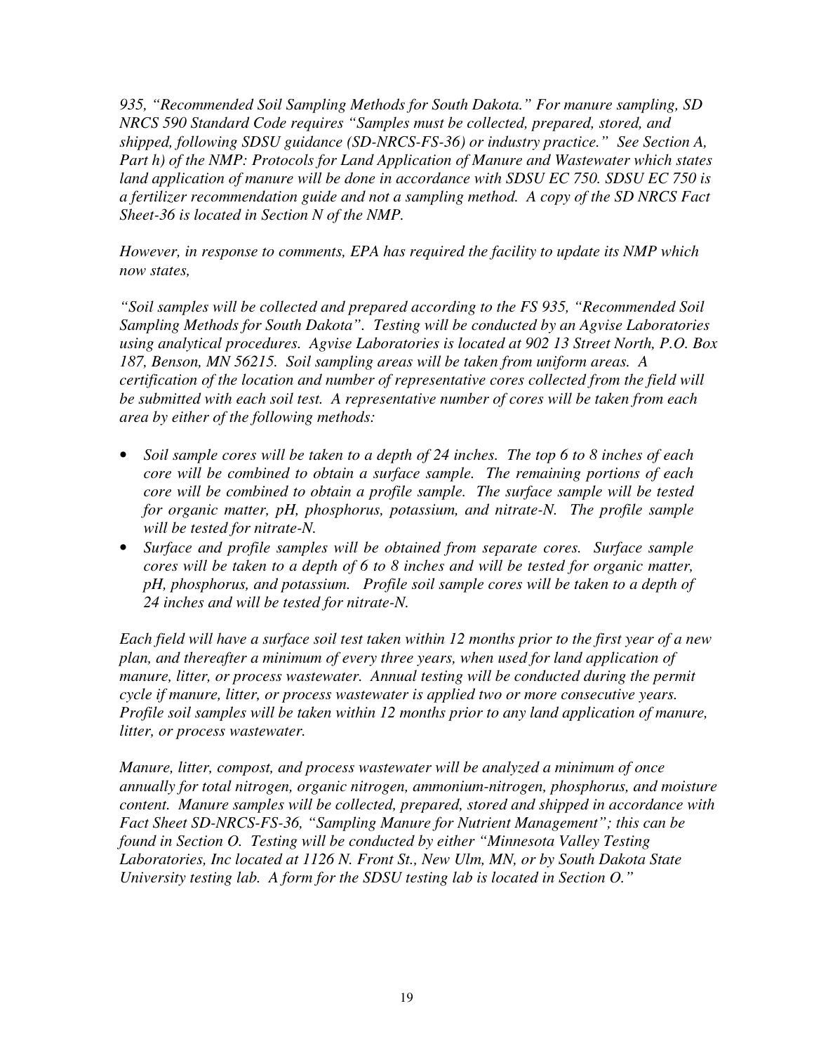*935, "Recommended Soil Sampling Methods for South Dakota." For manure sampling, SD NRCS 590 Standard Code requires "Samples must be collected, prepared, stored, and shipped, following SDSU guidance (SD-NRCS-FS-36) or industry practice." See Section A, Part h) of the NMP: Protocols for Land Application of Manure and Wastewater which states land application of manure will be done in accordance with SDSU EC 750. SDSU EC 750 is a fertilizer recommendation guide and not a sampling method. A copy of the SD NRCS Fact Sheet-36 is located in Section N of the NMP.*

*However, in response to comments, EPA has required the facility to update its NMP which now states,*

*"Soil samples will be collected and prepared according to the FS 935, "Recommended Soil Sampling Methods for South Dakota". Testing will be conducted by an Agvise Laboratories using analytical procedures. Agvise Laboratories is located at 902 13 Street North, P.O. Box 187, Benson, MN 56215. Soil sampling areas will be taken from uniform areas. A certification of the location and number of representative cores collected from the field will be submitted with each soil test. A representative number of cores will be taken from each area by either of the following methods:*

- *Soil sample cores will be taken to a depth of 24 inches. The top 6 to 8 inches of each core will be combined to obtain a surface sample. The remaining portions of each core will be combined to obtain a profile sample. The surface sample will be tested for organic matter, pH, phosphorus, potassium, and nitrate-N. The profile sample will be tested for nitrate-N.*
- *Surface and profile samples will be obtained from separate cores. Surface sample cores will be taken to a depth of 6 to 8 inches and will be tested for organic matter, pH, phosphorus, and potassium. Profile soil sample cores will be taken to a depth of 24 inches and will be tested for nitrate-N.*

*Each field will have a surface soil test taken within 12 months prior to the first year of a new plan, and thereafter a minimum of every three years, when used for land application of manure, litter, or process wastewater. Annual testing will be conducted during the permit cycle if manure, litter, or process wastewater is applied two or more consecutive years. Profile soil samples will be taken within 12 months prior to any land application of manure, litter, or process wastewater.*

*Manure, litter, compost, and process wastewater will be analyzed a minimum of once annually for total nitrogen, organic nitrogen, ammonium-nitrogen, phosphorus, and moisture content. Manure samples will be collected, prepared, stored and shipped in accordance with Fact Sheet SD-NRCS-FS-36, "Sampling Manure for Nutrient Management"; this can be found in Section O. Testing will be conducted by either "Minnesota Valley Testing Laboratories, Inc located at 1126 N. Front St., New Ulm, MN, or by South Dakota State University testing lab. A form for the SDSU testing lab is located in Section O."*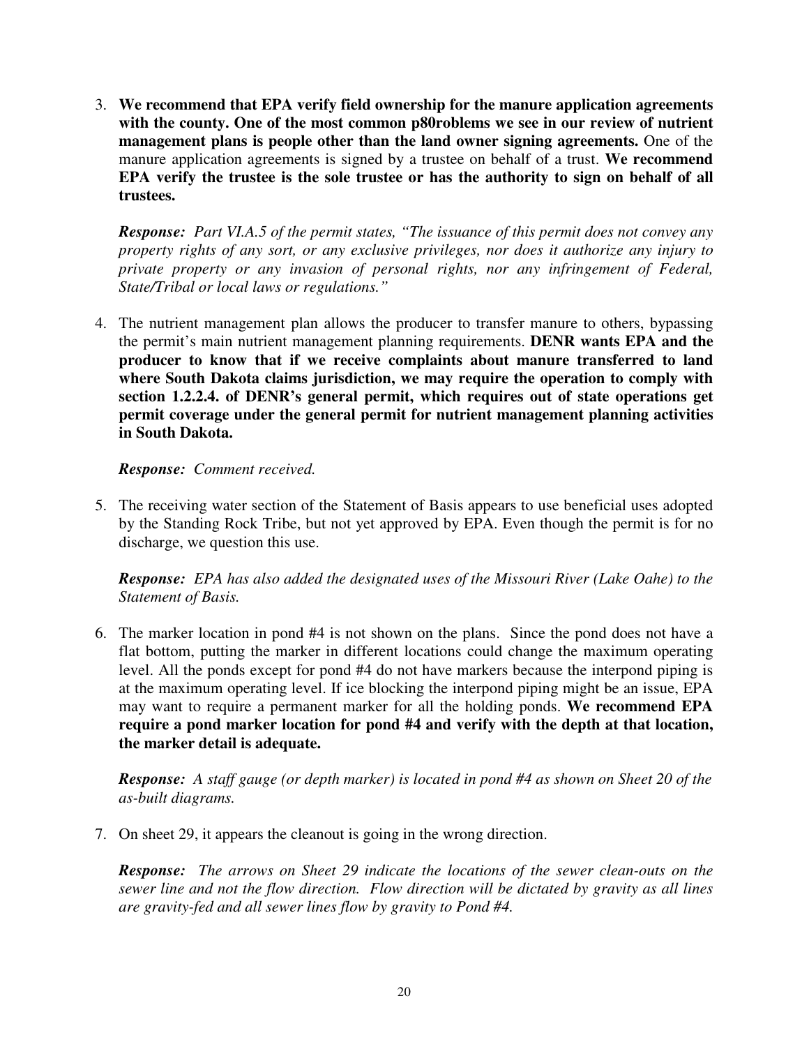3. **We recommend that EPA verify field ownership for the manure application agreements with the county. One of the most common p80roblems we see in our review of nutrient management plans is people other than the land owner signing agreements.** One of the manure application agreements is signed by a trustee on behalf of a trust. **We recommend EPA verify the trustee is the sole trustee or has the authority to sign on behalf of all trustees.**

   ***Response:*** *Part VI.A.5 of the permit states, "The issuance of this permit does not convey any property rights of any sort, or any exclusive privileges, nor does it authorize any injury to private property or any invasion of personal rights, nor any infringement of Federal, State/Tribal or local laws or regulations."*

4. The nutrient management plan allows the producer to transfer manure to others, bypassing the permit's main nutrient management planning requirements. **DENR wants EPA and the producer to know that if we receive complaints about manure transferred to land where South Dakota claims jurisdiction, we may require the operation to comply with section 1.2.2.4. of DENR's general permit, which requires out of state operations get permit coverage under the general permit for nutrient management planning activities in South Dakota.**

   ***Response:*** *Comment received.*

5. The receiving water section of the Statement of Basis appears to use beneficial uses adopted by the Standing Rock Tribe, but not yet approved by EPA. Even though the permit is for no discharge, we question this use.

   ***Response:*** *EPA has also added the designated uses of the Missouri River (Lake Oahe) to the Statement of Basis.*

6. The marker location in pond #4 is not shown on the plans. Since the pond does not have a flat bottom, putting the marker in different locations could change the maximum operating level. All the ponds except for pond #4 do not have markers because the interpond piping is at the maximum operating level. If ice blocking the interpond piping might be an issue, EPA may want to require a permanent marker for all the holding ponds. **We recommend EPA require a pond marker location for pond #4 and verify with the depth at that location, the marker detail is adequate.**

   ***Response:*** *A staff gauge (or depth marker) is located in pond #4 as shown on Sheet 20 of the as-built diagrams.*

7. On sheet 29, it appears the cleanout is going in the wrong direction.

   ***Response:*** *The arrows on Sheet 29 indicate the locations of the sewer clean-outs on the sewer line and not the flow direction. Flow direction will be dictated by gravity as all lines are gravity-fed and all sewer lines flow by gravity to Pond #4.*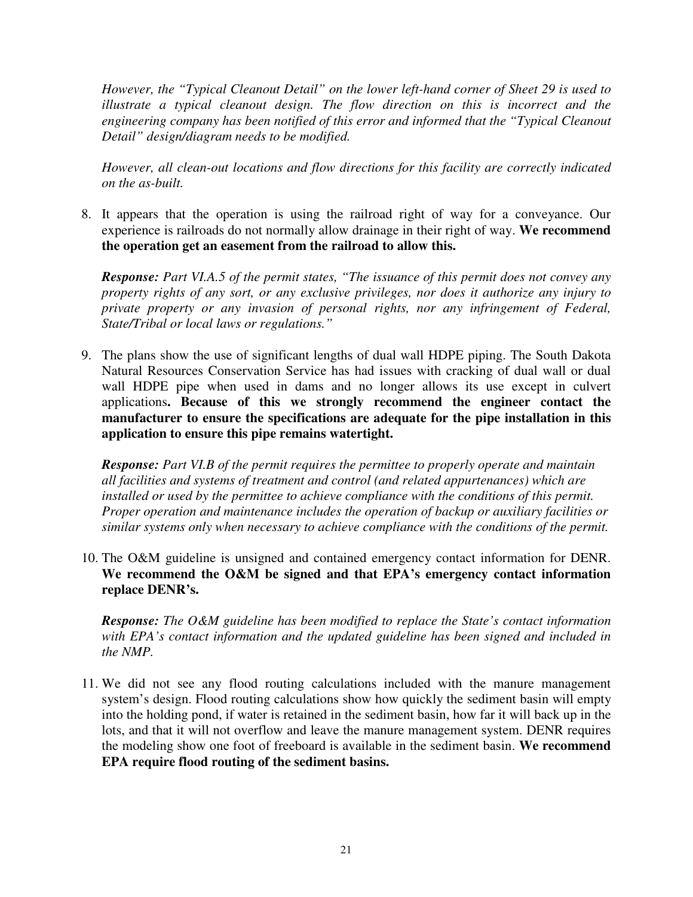*However, the "Typical Cleanout Detail" on the lower left-hand corner of Sheet 29 is used to illustrate a typical cleanout design. The flow direction on this is incorrect and the engineering company has been notified of this error and informed that the "Typical Cleanout Detail" design/diagram needs to be modified.*

*However, all clean-out locations and flow directions for this facility are correctly indicated on the as-built.*

8. It appears that the operation is using the railroad right of way for a conveyance. Our experience is railroads do not normally allow drainage in their right of way. **We recommend the operation get an easement from the railroad to allow this.**

   ***Response:*** *Part VI.A.5 of the permit states, "The issuance of this permit does not convey any property rights of any sort, or any exclusive privileges, nor does it authorize any injury to private property or any invasion of personal rights, nor any infringement of Federal, State/Tribal or local laws or regulations."*

9. The plans show the use of significant lengths of dual wall HDPE piping. The South Dakota Natural Resources Conservation Service has had issues with cracking of dual wall or dual wall HDPE pipe when used in dams and no longer allows its use except in culvert applications**. Because of this we strongly recommend the engineer contact the manufacturer to ensure the specifications are adequate for the pipe installation in this application to ensure this pipe remains watertight.**

   ***Response:*** *Part VI.B of the permit requires the permittee to properly operate and maintain all facilities and systems of treatment and control (and related appurtenances) which are installed or used by the permittee to achieve compliance with the conditions of this permit. Proper operation and maintenance includes the operation of backup or auxiliary facilities or similar systems only when necessary to achieve compliance with the conditions of the permit.*

10. The O&M guideline is unsigned and contained emergency contact information for DENR. **We recommend the O&M be signed and that EPA's emergency contact information replace DENR's.**

    ***Response:*** *The O&M guideline has been modified to replace the State's contact information with EPA's contact information and the updated guideline has been signed and included in the NMP.*

11. We did not see any flood routing calculations included with the manure management system's design. Flood routing calculations show how quickly the sediment basin will empty into the holding pond, if water is retained in the sediment basin, how far it will back up in the lots, and that it will not overflow and leave the manure management system. DENR requires the modeling show one foot of freeboard is available in the sediment basin. **We recommend EPA require flood routing of the sediment basins.**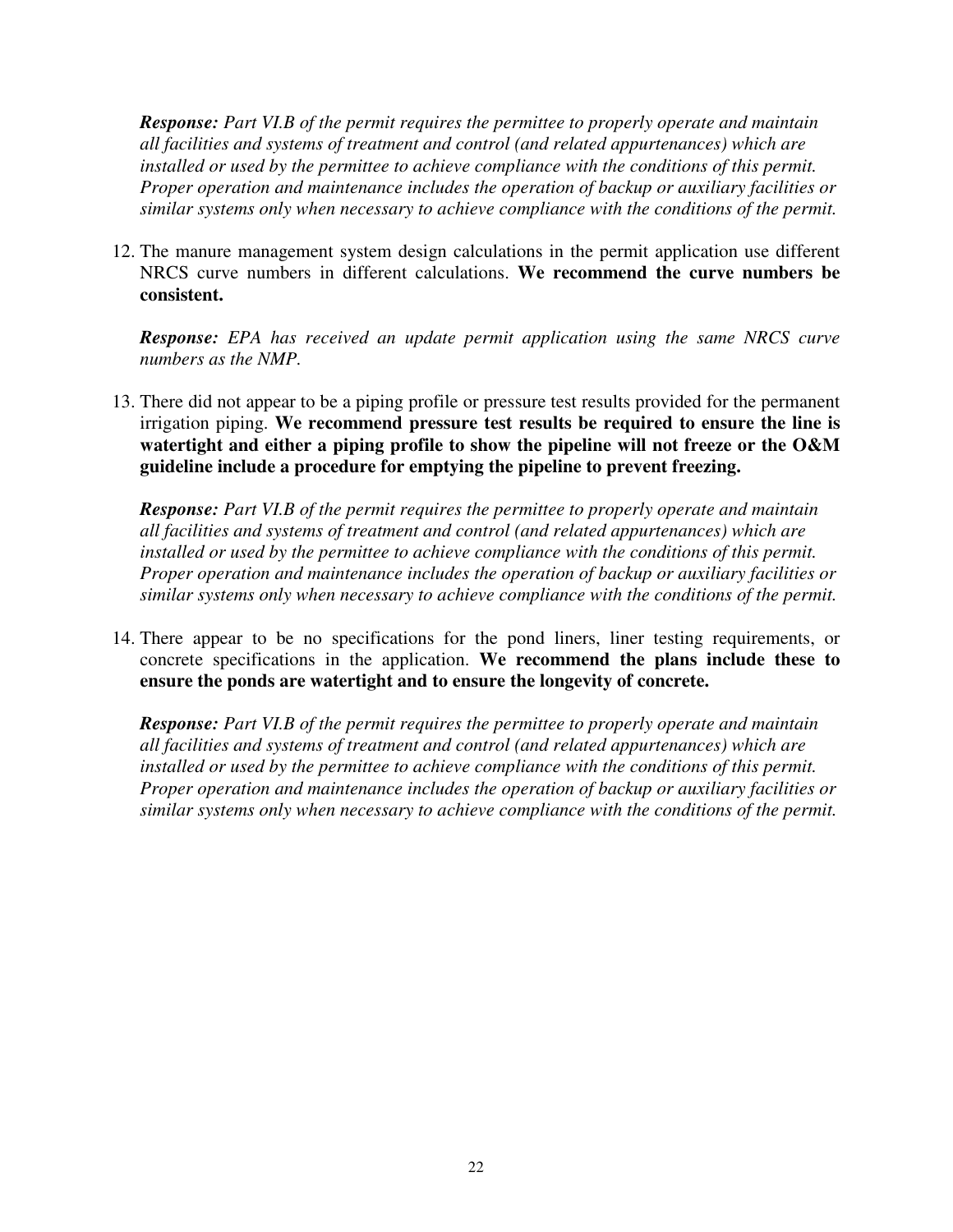***Response:*** *Part VI.B of the permit requires the permittee to properly operate and maintain all facilities and systems of treatment and control (and related appurtenances) which are installed or used by the permittee to achieve compliance with the conditions of this permit. Proper operation and maintenance includes the operation of backup or auxiliary facilities or similar systems only when necessary to achieve compliance with the conditions of the permit.*

12. The manure management system design calculations in the permit application use different NRCS curve numbers in different calculations. **We recommend the curve numbers be consistent.**

    ***Response:*** *EPA has received an update permit application using the same NRCS curve numbers as the NMP.*

13. There did not appear to be a piping profile or pressure test results provided for the permanent irrigation piping. **We recommend pressure test results be required to ensure the line is watertight and either a piping profile to show the pipeline will not freeze or the O&M guideline include a procedure for emptying the pipeline to prevent freezing.**

    ***Response:*** *Part VI.B of the permit requires the permittee to properly operate and maintain all facilities and systems of treatment and control (and related appurtenances) which are installed or used by the permittee to achieve compliance with the conditions of this permit. Proper operation and maintenance includes the operation of backup or auxiliary facilities or similar systems only when necessary to achieve compliance with the conditions of the permit.*

14. There appear to be no specifications for the pond liners, liner testing requirements, or concrete specifications in the application. **We recommend the plans include these to ensure the ponds are watertight and to ensure the longevity of concrete.**

    ***Response:*** *Part VI.B of the permit requires the permittee to properly operate and maintain all facilities and systems of treatment and control (and related appurtenances) which are installed or used by the permittee to achieve compliance with the conditions of this permit. Proper operation and maintenance includes the operation of backup or auxiliary facilities or similar systems only when necessary to achieve compliance with the conditions of the permit.*